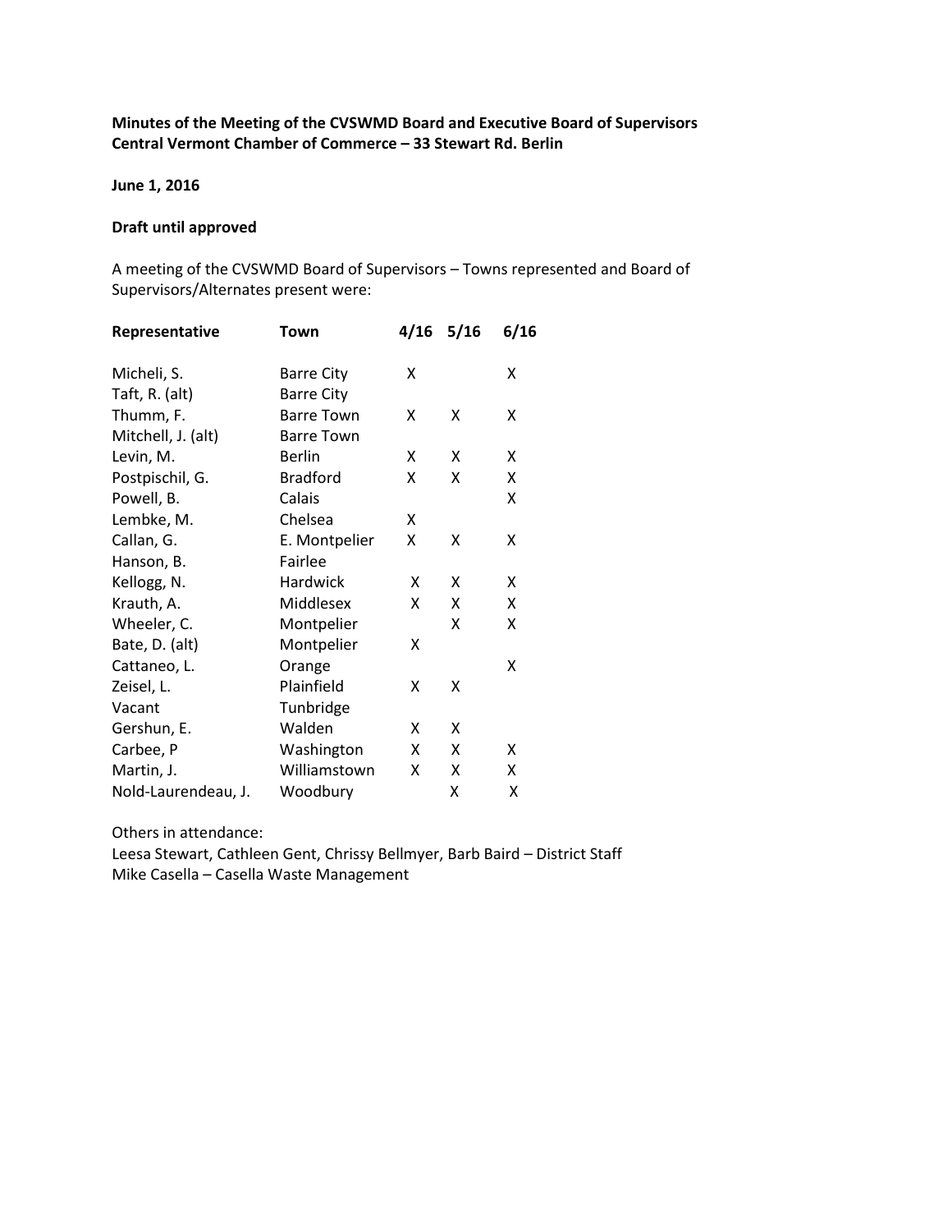**Minutes of the Meeting of the CVSWMD Board and Executive Board of Supervisors**
**Central Vermont Chamber of Commerce – 33 Stewart Rd. Berlin**

**June 1, 2016**

**Draft until approved**

A meeting of the CVSWMD Board of Supervisors – Towns represented and Board of Supervisors/Alternates present were:

| Representative | Town | 4/16 | 5/16 | 6/16 |
|---|---|---|---|---|
| Micheli, S. | Barre City | X | | X |
| Taft, R. (alt) | Barre City | | | |
| Thumm, F. | Barre Town | X | X | X |
| Mitchell, J. (alt) | Barre Town | | | |
| Levin, M. | Berlin | X | X | X |
| Postpischil, G. | Bradford | X | X | X |
| Powell, B. | Calais | | | X |
| Lembke, M. | Chelsea | X | | |
| Callan, G. | E. Montpelier | X | X | X |
| Hanson, B. | Fairlee | | | |
| Kellogg, N. | Hardwick | X | X | X |
| Krauth, A. | Middlesex | X | X | X |
| Wheeler, C. | Montpelier | | X | X |
| Bate, D. (alt) | Montpelier | X | | |
| Cattaneo, L. | Orange | | | X |
| Zeisel, L. | Plainfield | X | X | |
| Vacant | Tunbridge | | | |
| Gershun, E. | Walden | X | X | |
| Carbee, P | Washington | X | X | X |
| Martin, J. | Williamstown | X | X | X |
| Nold-Laurendeau, J. | Woodbury | | X | X |

Others in attendance:
Leesa Stewart, Cathleen Gent, Chrissy Bellmyer, Barb Baird – District Staff
Mike Casella – Casella Waste Management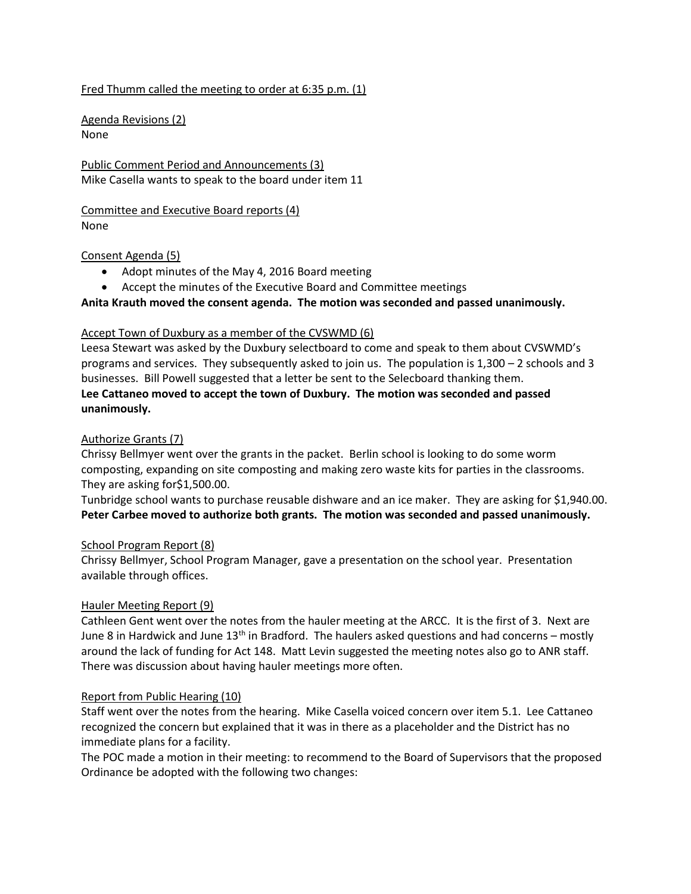Fred Thumm called the meeting to order at 6:35 p.m. (1)

Agenda Revisions (2)
None

Public Comment Period and Announcements (3)
Mike Casella wants to speak to the board under item 11

Committee and Executive Board reports (4)
None

Consent Agenda (5)

- Adopt minutes of the May 4, 2016 Board meeting
- Accept the minutes of the Executive Board and Committee meetings

**Anita Krauth moved the consent agenda. The motion was seconded and passed unanimously.**

Accept Town of Duxbury as a member of the CVSWMD (6)
Leesa Stewart was asked by the Duxbury selectboard to come and speak to them about CVSWMD's programs and services. They subsequently asked to join us. The population is 1,300 – 2 schools and 3 businesses. Bill Powell suggested that a letter be sent to the Selecboard thanking them.
**Lee Cattaneo moved to accept the town of Duxbury. The motion was seconded and passed unanimously.**

Authorize Grants (7)
Chrissy Bellmyer went over the grants in the packet. Berlin school is looking to do some worm composting, expanding on site composting and making zero waste kits for parties in the classrooms. They are asking for$1,500.00.
Tunbridge school wants to purchase reusable dishware and an ice maker. They are asking for $1,940.00.
**Peter Carbee moved to authorize both grants. The motion was seconded and passed unanimously.**

School Program Report (8)
Chrissy Bellmyer, School Program Manager, gave a presentation on the school year. Presentation available through offices.

Hauler Meeting Report (9)
Cathleen Gent went over the notes from the hauler meeting at the ARCC. It is the first of 3. Next are June 8 in Hardwick and June 13th in Bradford. The haulers asked questions and had concerns – mostly around the lack of funding for Act 148. Matt Levin suggested the meeting notes also go to ANR staff. There was discussion about having hauler meetings more often.

Report from Public Hearing (10)
Staff went over the notes from the hearing. Mike Casella voiced concern over item 5.1. Lee Cattaneo recognized the concern but explained that it was in there as a placeholder and the District has no immediate plans for a facility.
The POC made a motion in their meeting: to recommend to the Board of Supervisors that the proposed Ordinance be adopted with the following two changes: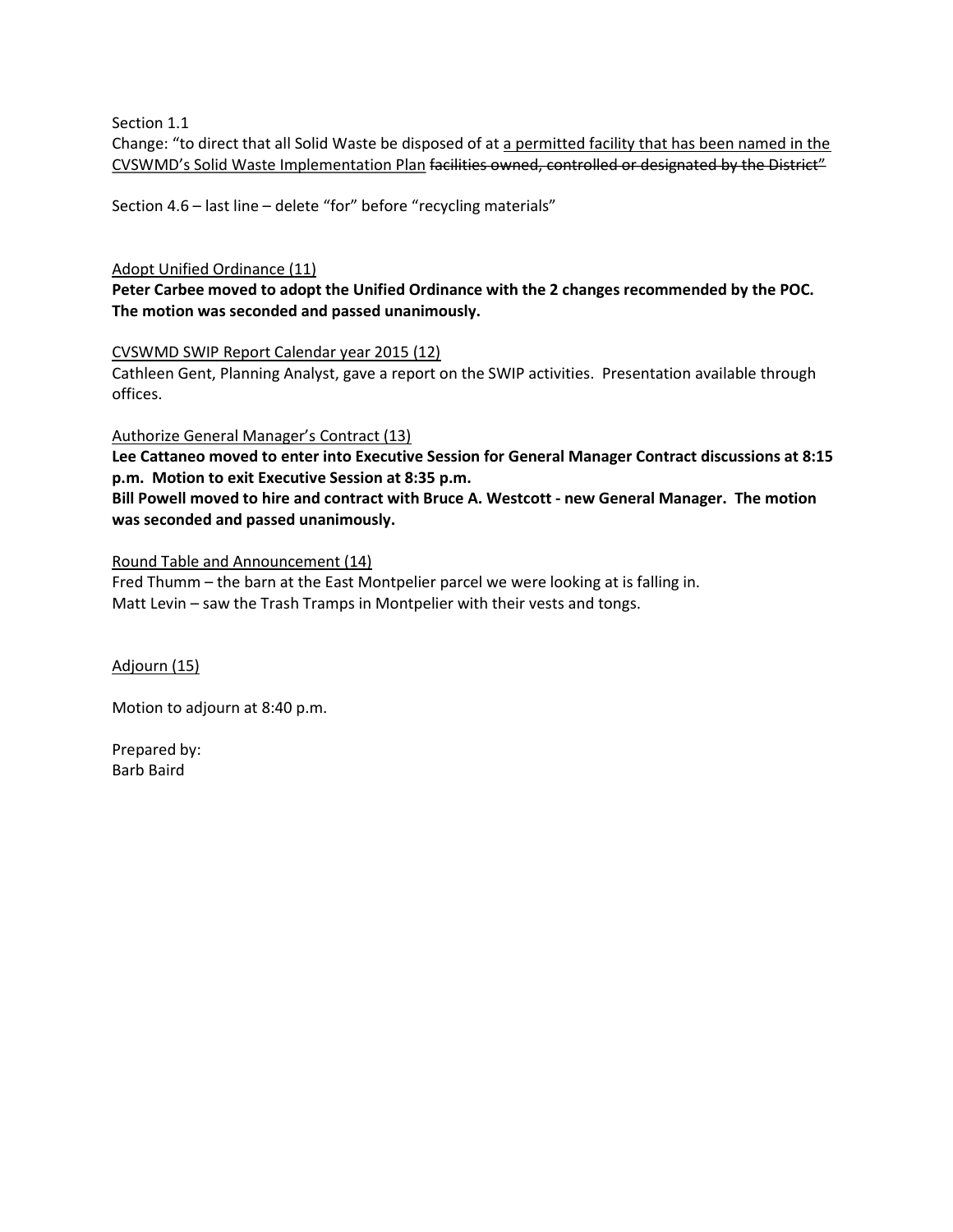Section 1.1

Change: "to direct that all Solid Waste be disposed of at <u>a permitted facility that has been named in the CVSWMD's Solid Waste Implementation Plan</u> ~~facilities owned, controlled or designated by the District"~~

Section 4.6 – last line – delete "for" before "recycling materials"

<u>Adopt Unified Ordinance (11)</u>

**Peter Carbee moved to adopt the Unified Ordinance with the 2 changes recommended by the POC. The motion was seconded and passed unanimously.**

<u>CVSWMD SWIP Report Calendar year 2015 (12)</u>

Cathleen Gent, Planning Analyst, gave a report on the SWIP activities. Presentation available through offices.

<u>Authorize General Manager's Contract (13)</u>

**Lee Cattaneo moved to enter into Executive Session for General Manager Contract discussions at 8:15 p.m. Motion to exit Executive Session at 8:35 p.m.**

**Bill Powell moved to hire and contract with Bruce A. Westcott - new General Manager. The motion was seconded and passed unanimously.**

<u>Round Table and Announcement (14)</u>

Fred Thumm – the barn at the East Montpelier parcel we were looking at is falling in.
Matt Levin – saw the Trash Tramps in Montpelier with their vests and tongs.

<u>Adjourn (15)</u>

Motion to adjourn at 8:40 p.m.

Prepared by:
Barb Baird